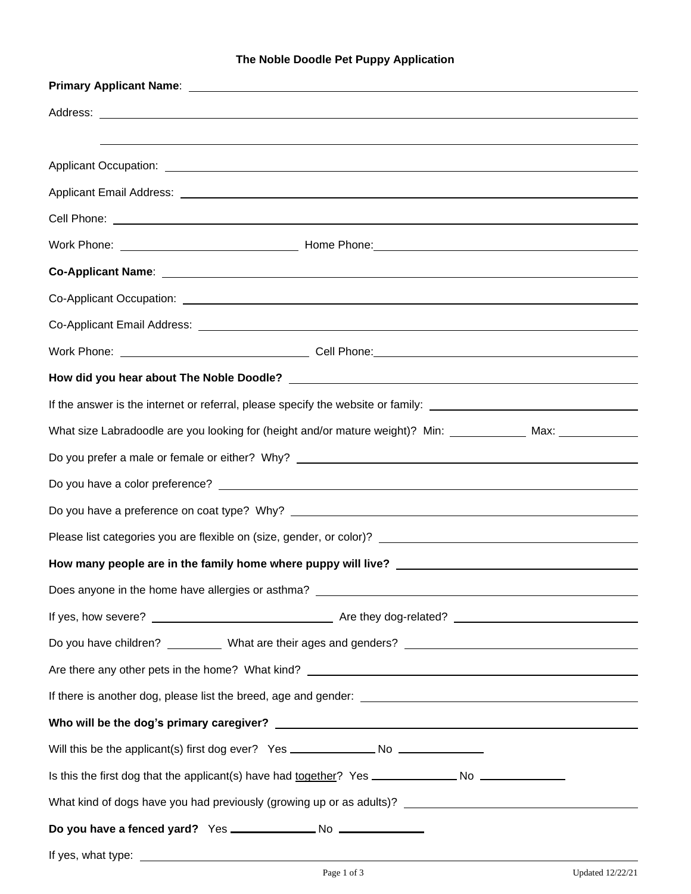# The Noble Doodle Pet Puppy Application

**Primary Applicant Name**: ______________________________

Address: ______________________________

______________________________

Applicant Occupation: ______________________________

Applicant Email Address: ______________________________

Cell Phone: ______________________________

Work Phone: ______________ Home Phone: ______________

**Co-Applicant Name**: ______________________________

Co-Applicant Occupation: ______________________________

Co-Applicant Email Address: ______________________________

Work Phone: ______________ Cell Phone: ______________

**How did you hear about The Noble Doodle?** ______________________________

If the answer is the internet or referral, please specify the website or family: ______________

What size Labradoodle are you looking for (height and/or mature weight)? Min: ________ Max: ________

Do you prefer a male or female or either? Why? ______________________________

Do you have a color preference? ______________________________

Do you have a preference on coat type? Why? ______________________________

Please list categories you are flexible on (size, gender, or color)? ______________________________

**How many people are in the family home where puppy will live?** ______________________________

Does anyone in the home have allergies or asthma? ______________________________

If yes, how severe? ______________ Are they dog-related? ______________

Do you have children? ________ What are their ages and genders? ______________

Are there any other pets in the home? What kind? ______________________________

If there is another dog, please list the breed, age and gender: ______________________________

**Who will be the dog's primary caregiver?** ______________________________

Will this be the applicant(s) first dog ever? Yes ________ No ________

Is this the first dog that the applicant(s) have had <u>together</u>? Yes ________ No ________

What kind of dogs have you had previously (growing up or as adults)? ______________________________

**Do you have a fenced yard?** Yes ________ No ________

If yes, what type: ______________________________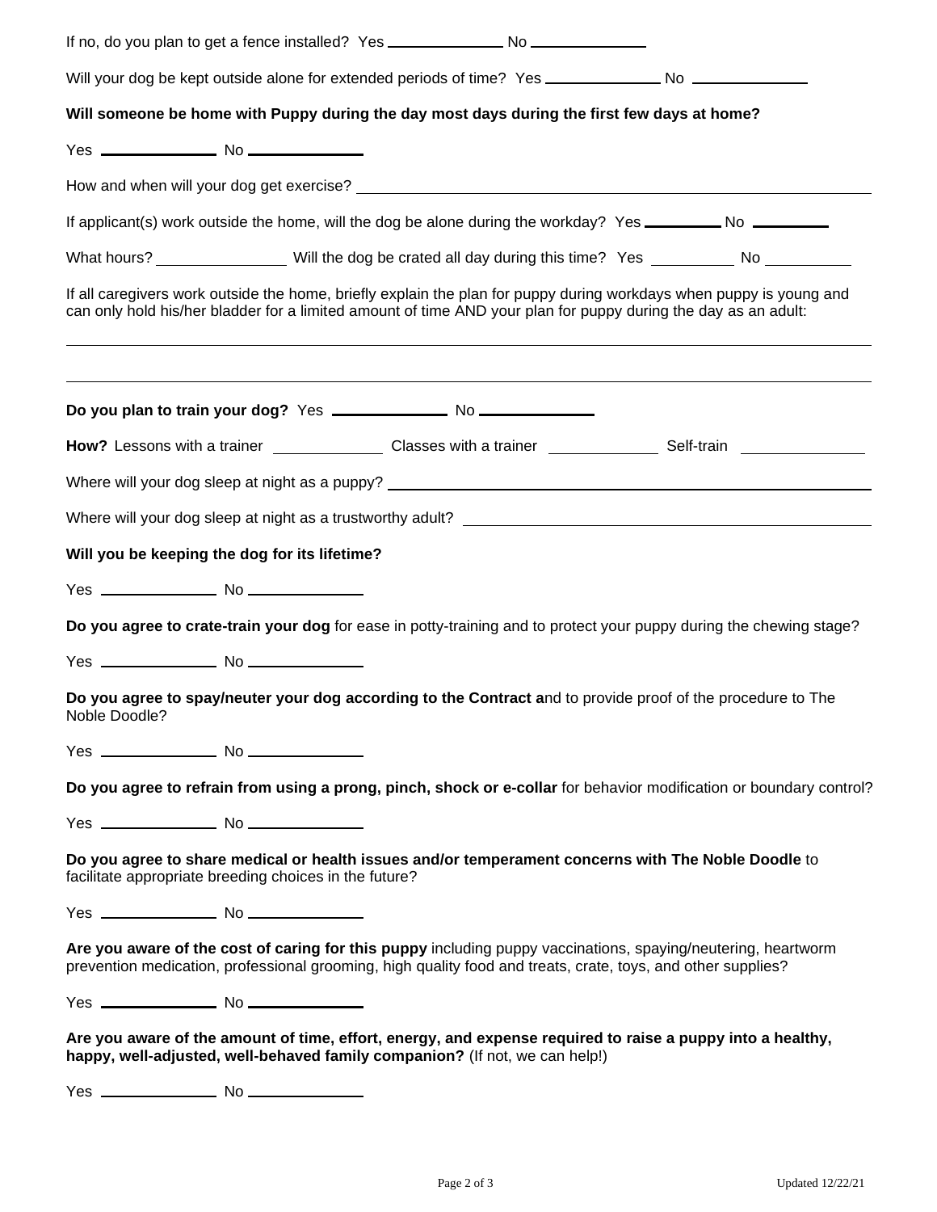If no, do you plan to get a fence installed? Yes ______________ No ______________

Will your dog be kept outside alone for extended periods of time? Yes ______________ No ______________

**Will someone be home with Puppy during the day most days during the first few days at home?**

Yes ______________ No ______________

How and when will your dog get exercise? ____________________________________________________________

If applicant(s) work outside the home, will the dog be alone during the workday? Yes __________ No __________

What hours? ________________ Will the dog be crated all day during this time? Yes __________ No __________

If all caregivers work outside the home, briefly explain the plan for puppy during workdays when puppy is young and can only hold his/her bladder for a limited amount of time AND your plan for puppy during the day as an adult:

______________________________________________________________________________________________

______________________________________________________________________________________________

**Do you plan to train your dog?** Yes ______________ No ______________

**How?** Lessons with a trainer ______________ Classes with a trainer ______________ Self-train ______________

Where will your dog sleep at night as a puppy? ____________________________________________________________

Where will your dog sleep at night as a trustworthy adult? ____________________________________________________

**Will you be keeping the dog for its lifetime?**

Yes ______________ No ______________

**Do you agree to crate-train your dog** for ease in potty-training and to protect your puppy during the chewing stage?

Yes ______________ No ______________

**Do you agree to spay/neuter your dog according to the Contract a**nd to provide proof of the procedure to The Noble Doodle?

Yes ______________ No ______________

**Do you agree to refrain from using a prong, pinch, shock or e-collar** for behavior modification or boundary control?

Yes ______________ No ______________

**Do you agree to share medical or health issues and/or temperament concerns with The Noble Doodle** to facilitate appropriate breeding choices in the future?

Yes ______________ No ______________

**Are you aware of the cost of caring for this puppy** including puppy vaccinations, spaying/neutering, heartworm prevention medication, professional grooming, high quality food and treats, crate, toys, and other supplies?

Yes ______________ No ______________

**Are you aware of the amount of time, effort, energy, and expense required to raise a puppy into a healthy, happy, well-adjusted, well-behaved family companion?** (If not, we can help!)

Yes ______________ No ______________

Updated 12/22/21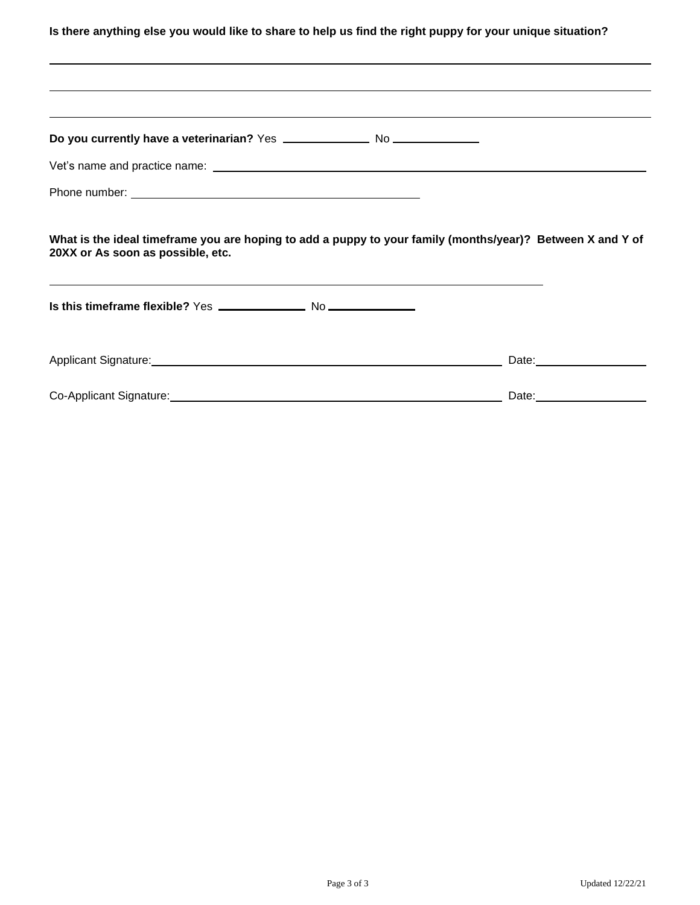**Is there anything else you would like to share to help us find the right puppy for your unique situation?**

\_\_\_\_\_\_\_\_\_\_\_\_\_\_\_\_\_\_\_\_\_\_\_\_\_\_\_\_\_\_\_\_\_\_\_\_\_\_\_\_\_\_\_\_\_\_\_\_\_\_\_\_\_\_\_\_\_\_\_\_\_\_\_\_\_\_\_\_\_\_\_\_

\_\_\_\_\_\_\_\_\_\_\_\_\_\_\_\_\_\_\_\_\_\_\_\_\_\_\_\_\_\_\_\_\_\_\_\_\_\_\_\_\_\_\_\_\_\_\_\_\_\_\_\_\_\_\_\_\_\_\_\_\_\_\_\_\_\_\_\_\_\_\_\_

\_\_\_\_\_\_\_\_\_\_\_\_\_\_\_\_\_\_\_\_\_\_\_\_\_\_\_\_\_\_\_\_\_\_\_\_\_\_\_\_\_\_\_\_\_\_\_\_\_\_\_\_\_\_\_\_\_\_\_\_\_\_\_\_\_\_\_\_\_\_\_\_

**Do you currently have a veterinarian?** Yes \_\_\_\_\_\_\_\_\_\_\_\_\_\_ No \_\_\_\_\_\_\_\_\_\_\_\_\_\_

Vet's name and practice name: \_\_\_\_\_\_\_\_\_\_\_\_\_\_\_\_\_\_\_\_\_\_\_\_\_\_\_\_\_\_\_\_\_\_\_\_\_\_\_\_\_\_\_\_\_\_\_\_\_\_\_\_

Phone number: \_\_\_\_\_\_\_\_\_\_\_\_\_\_\_\_\_\_\_\_\_\_\_\_\_\_\_\_\_\_\_\_\_\_\_\_\_\_\_\_\_\_\_\_

**What is the ideal timeframe you are hoping to add a puppy to your family (months/year)? Between X and Y of 20XX or As soon as possible, etc.**

\_\_\_\_\_\_\_\_\_\_\_\_\_\_\_\_\_\_\_\_\_\_\_\_\_\_\_\_\_\_\_\_\_\_\_\_\_\_\_\_\_\_\_\_\_\_\_\_\_\_\_\_\_\_\_\_\_\_\_\_\_\_\_\_

**Is this timeframe flexible?** Yes \_\_\_\_\_\_\_\_\_\_\_\_\_\_ No \_\_\_\_\_\_\_\_\_\_\_\_\_\_

Applicant Signature: \_\_\_\_\_\_\_\_\_\_\_\_\_\_\_\_\_\_\_\_\_\_\_\_\_\_\_\_\_\_\_\_\_\_\_\_\_\_\_\_\_\_\_\_\_\_\_\_\_\_\_\_ Date: \_\_\_\_\_\_\_\_\_\_\_\_\_\_\_\_\_\_

Co-Applicant Signature: \_\_\_\_\_\_\_\_\_\_\_\_\_\_\_\_\_\_\_\_\_\_\_\_\_\_\_\_\_\_\_\_\_\_\_\_\_\_\_\_\_\_\_\_\_\_\_\_\_\_ Date: \_\_\_\_\_\_\_\_\_\_\_\_\_\_\_\_\_\_

Updated 12/22/21